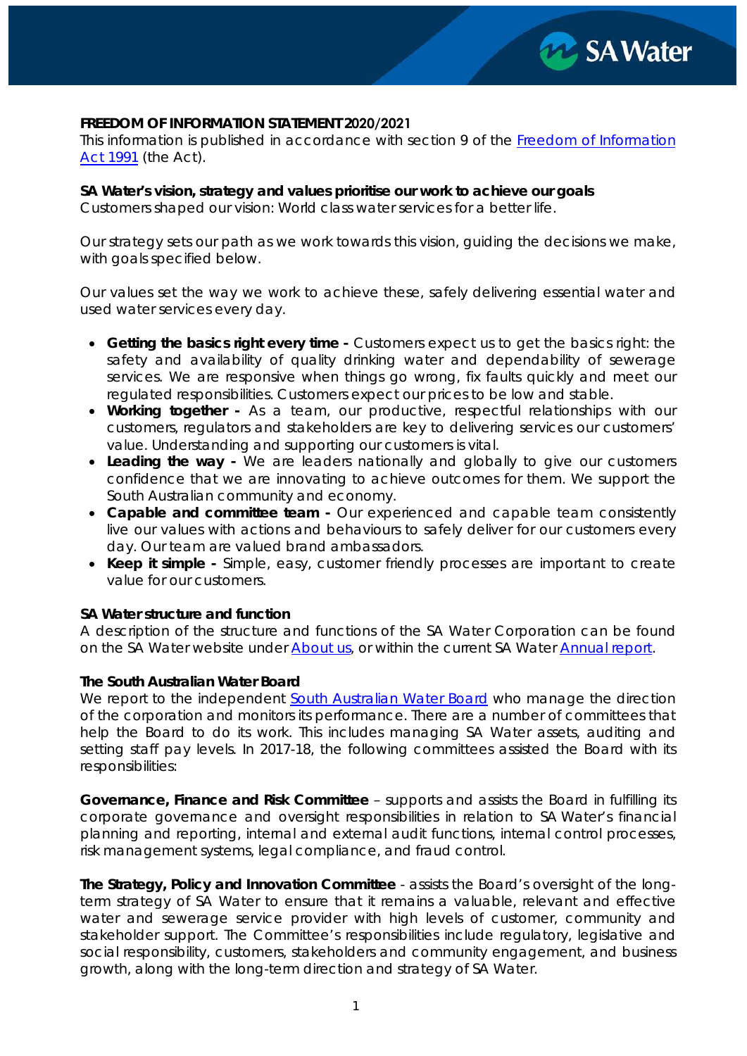**FREEDOM OF INFORMATION STATEMENT 2020/2021**

This information is published in accordance with section 9 of the [Freedom of Information Act 1991]() (the Act).

**SA Water's vision, strategy and values prioritise our work to achieve our goals**

Customers shaped our vision: World class water services for a better life.

Our strategy sets our path as we work towards this vision, guiding the decisions we make, with goals specified below.

Our values set the way we work to achieve these, safely delivering essential water and used water services every day.

- **Getting the basics right every time -** Customers expect us to get the basics right: the safety and availability of quality drinking water and dependability of sewerage services. We are responsive when things go wrong, fix faults quickly and meet our regulated responsibilities. Customers expect our prices to be low and stable.
- **Working together -** As a team, our productive, respectful relationships with our customers, regulators and stakeholders are key to delivering services our customers' value. Understanding and supporting our customers is vital.
- **Leading the way -** We are leaders nationally and globally to give our customers confidence that we are innovating to achieve outcomes for them. We support the South Australian community and economy.
- **Capable and committee team -** Our experienced and capable team consistently live our values with actions and behaviours to safely deliver for our customers every day. Our team are valued brand ambassadors.
- **Keep it simple -** Simple, easy, customer friendly processes are important to create value for our customers.

**SA Water structure and function**

A description of the structure and functions of the SA Water Corporation can be found on the SA Water website under [About us](), or within the current SA Water [Annual report]().

**The South Australian Water Board**

We report to the independent [South Australian Water Board]() who manage the direction of the corporation and monitors its performance. There are a number of committees that help the Board to do its work. This includes managing SA Water assets, auditing and setting staff pay levels. In 2017-18, the following committees assisted the Board with its responsibilities:

**Governance, Finance and Risk Committee** – supports and assists the Board in fulfilling its corporate governance and oversight responsibilities in relation to SA Water's financial planning and reporting, internal and external audit functions, internal control processes, risk management systems, legal compliance, and fraud control.

**The Strategy, Policy and Innovation Committee** - assists the Board's oversight of the long-term strategy of SA Water to ensure that it remains a valuable, relevant and effective water and sewerage service provider with high levels of customer, community and stakeholder support. The Committee's responsibilities include regulatory, legislative and social responsibility, customers, stakeholders and community engagement, and business growth, along with the long-term direction and strategy of SA Water.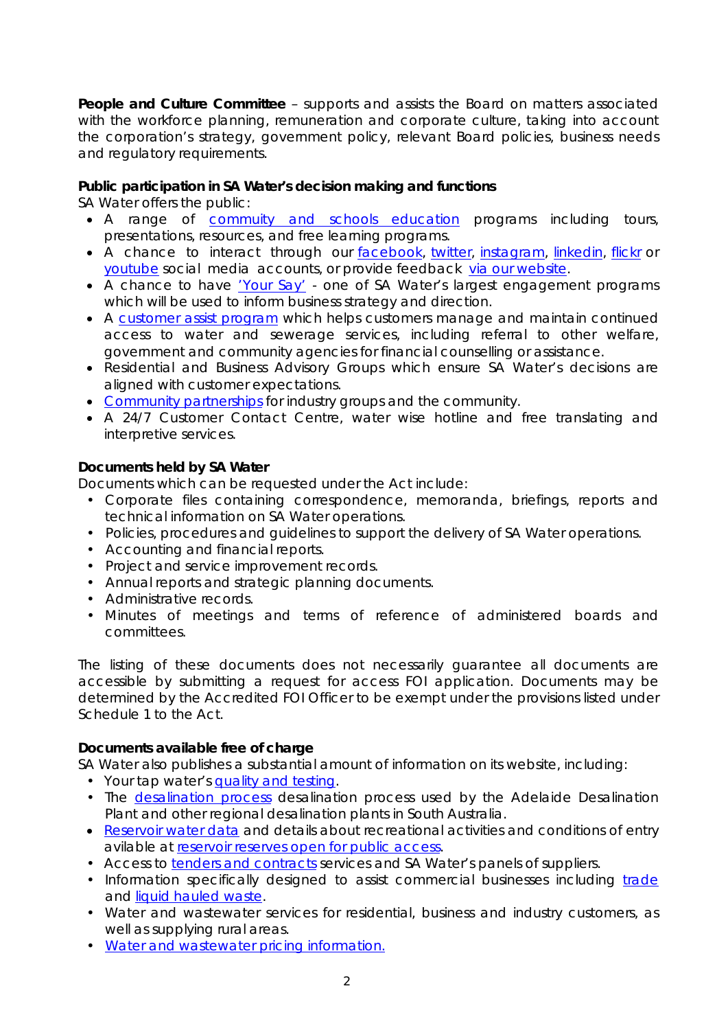**People and Culture Committee** – supports and assists the Board on matters associated with the workforce planning, remuneration and corporate culture, taking into account the corporation's strategy, government policy, relevant Board policies, business needs and regulatory requirements.

**Public participation in SA Water's decision making and functions**

SA Water offers the public:

- A range of commuity and schools education programs including tours, presentations, resources, and free learning programs.
- A chance to interact through our facebook, twitter, instagram, linkedin, flickr or youtube social media accounts, or provide feedback via our website.
- A chance to have 'Your Say' - one of SA Water's largest engagement programs which will be used to inform business strategy and direction.
- A customer assist program which helps customers manage and maintain continued access to water and sewerage services, including referral to other welfare, government and community agencies for financial counselling or assistance.
- Residential and Business Advisory Groups which ensure SA Water's decisions are aligned with customer expectations.
- Community partnerships for industry groups and the community.
- A 24/7 Customer Contact Centre, water wise hotline and free translating and interpretive services.

**Documents held by SA Water**

Documents which can be requested under the Act include:

- Corporate files containing correspondence, memoranda, briefings, reports and technical information on SA Water operations.
- Policies, procedures and guidelines to support the delivery of SA Water operations.
- Accounting and financial reports.
- Project and service improvement records.
- Annual reports and strategic planning documents.
- Administrative records.
- Minutes of meetings and terms of reference of administered boards and committees.

The listing of these documents does not necessarily guarantee all documents are accessible by submitting a request for access FOI application. Documents may be determined by the Accredited FOI Officer to be exempt under the provisions listed under Schedule 1 to the Act.

**Documents available free of charge**

SA Water also publishes a substantial amount of information on its website, including:

- Your tap water's quality and testing.
- The desalination process desalination process used by the Adelaide Desalination Plant and other regional desalination plants in South Australia.
- Reservoir water data and details about recreational activities and conditions of entry avilable at reservoir reserves open for public access.
- Access to tenders and contracts services and SA Water's panels of suppliers.
- Information specifically designed to assist commercial businesses including trade and liquid hauled waste.
- Water and wastewater services for residential, business and industry customers, as well as supplying rural areas.
- Water and wastewater pricing information.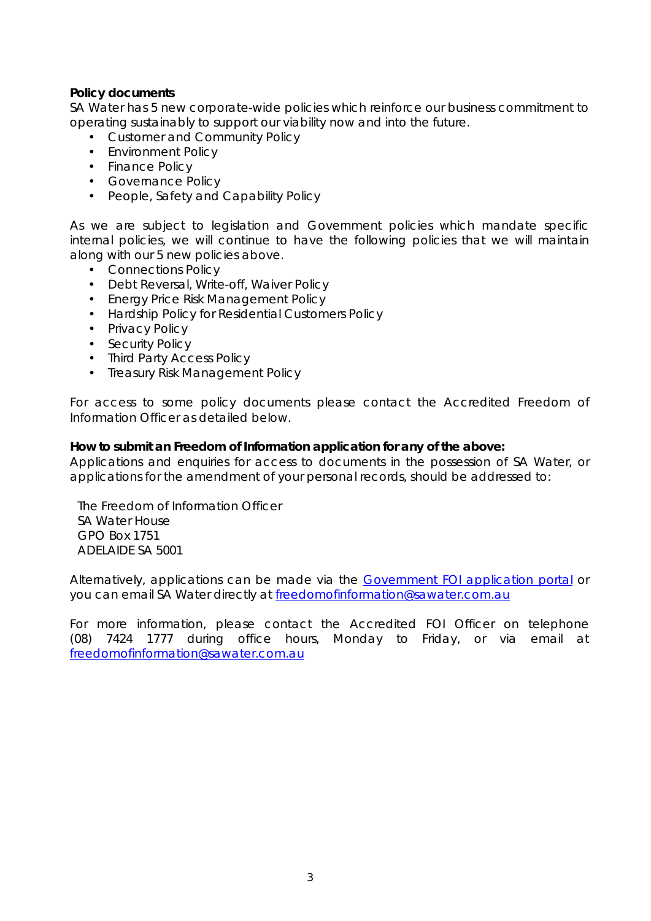**Policy documents**

SA Water has 5 new corporate-wide policies which reinforce our business commitment to operating sustainably to support our viability now and into the future.

- Customer and Community Policy
- Environment Policy
- Finance Policy
- Governance Policy
- People, Safety and Capability Policy

As we are subject to legislation and Government policies which mandate specific internal policies, we will continue to have the following policies that we will maintain along with our 5 new policies above.

- Connections Policy
- Debt Reversal, Write-off, Waiver Policy
- Energy Price Risk Management Policy
- Hardship Policy for Residential Customers Policy
- Privacy Policy
- Security Policy
- Third Party Access Policy
- Treasury Risk Management Policy

For access to some policy documents please contact the Accredited Freedom of Information Officer as detailed below.

**How to submit an Freedom of Information application for any of the above:**

Applications and enquiries for access to documents in the possession of SA Water, or applications for the amendment of your personal records, should be addressed to:

The Freedom of Information Officer
SA Water House
GPO Box 1751
ADELAIDE SA 5001

Alternatively, applications can be made via the Government FOI application portal or you can email SA Water directly at freedomofinformation@sawater.com.au

For more information, please contact the Accredited FOI Officer on telephone (08) 7424 1777 during office hours, Monday to Friday, or via email at freedomofinformation@sawater.com.au